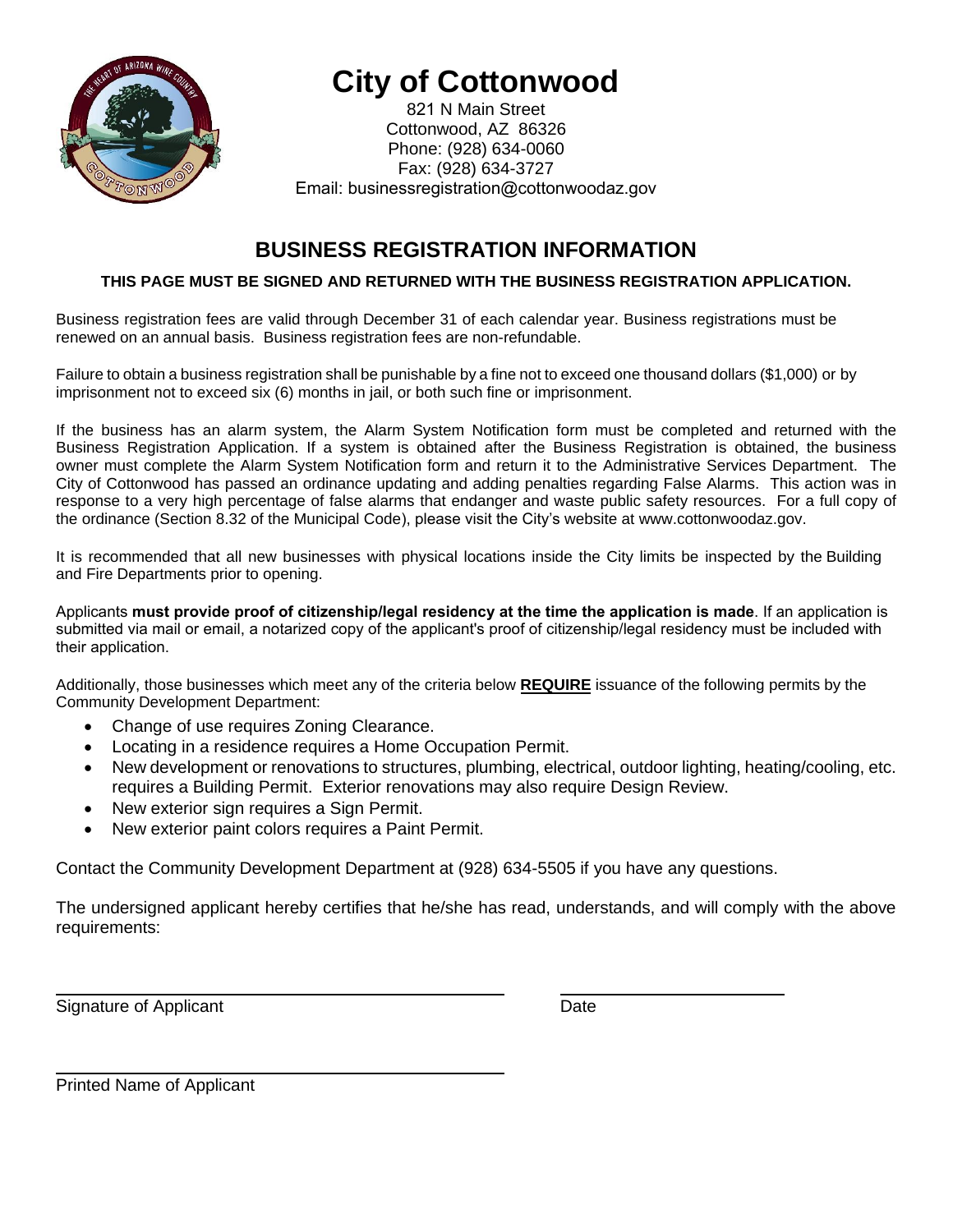# City of Cottonwood

821 N Main Street
Cottonwood, AZ 86326
Phone: (928) 634-0060
Fax: (928) 634-3727
Email: businessregistration@cottonwoodaz.gov

## BUSINESS REGISTRATION INFORMATION

**THIS PAGE MUST BE SIGNED AND RETURNED WITH THE BUSINESS REGISTRATION APPLICATION.**

Business registration fees are valid through December 31 of each calendar year. Business registrations must be renewed on an annual basis. Business registration fees are non-refundable.

Failure to obtain a business registration shall be punishable by a fine not to exceed one thousand dollars ($1,000) or by imprisonment not to exceed six (6) months in jail, or both such fine or imprisonment.

If the business has an alarm system, the Alarm System Notification form must be completed and returned with the Business Registration Application. If a system is obtained after the Business Registration is obtained, the business owner must complete the Alarm System Notification form and return it to the Administrative Services Department. The City of Cottonwood has passed an ordinance updating and adding penalties regarding False Alarms. This action was in response to a very high percentage of false alarms that endanger and waste public safety resources. For a full copy of the ordinance (Section 8.32 of the Municipal Code), please visit the City's website at www.cottonwoodaz.gov.

It is recommended that all new businesses with physical locations inside the City limits be inspected by the Building and Fire Departments prior to opening.

Applicants **must provide proof of citizenship/legal residency at the time the application is made**. If an application is submitted via mail or email, a notarized copy of the applicant's proof of citizenship/legal residency must be included with their application.

Additionally, those businesses which meet any of the criteria below **REQUIRE** issuance of the following permits by the Community Development Department:

- Change of use requires Zoning Clearance.
- Locating in a residence requires a Home Occupation Permit.
- New development or renovations to structures, plumbing, electrical, outdoor lighting, heating/cooling, etc. requires a Building Permit. Exterior renovations may also require Design Review.
- New exterior sign requires a Sign Permit.
- New exterior paint colors requires a Paint Permit.

Contact the Community Development Department at (928) 634-5505 if you have any questions.

The undersigned applicant hereby certifies that he/she has read, understands, and will comply with the above requirements:

Signature of Applicant ____________________ Date ____________

Printed Name of Applicant ____________________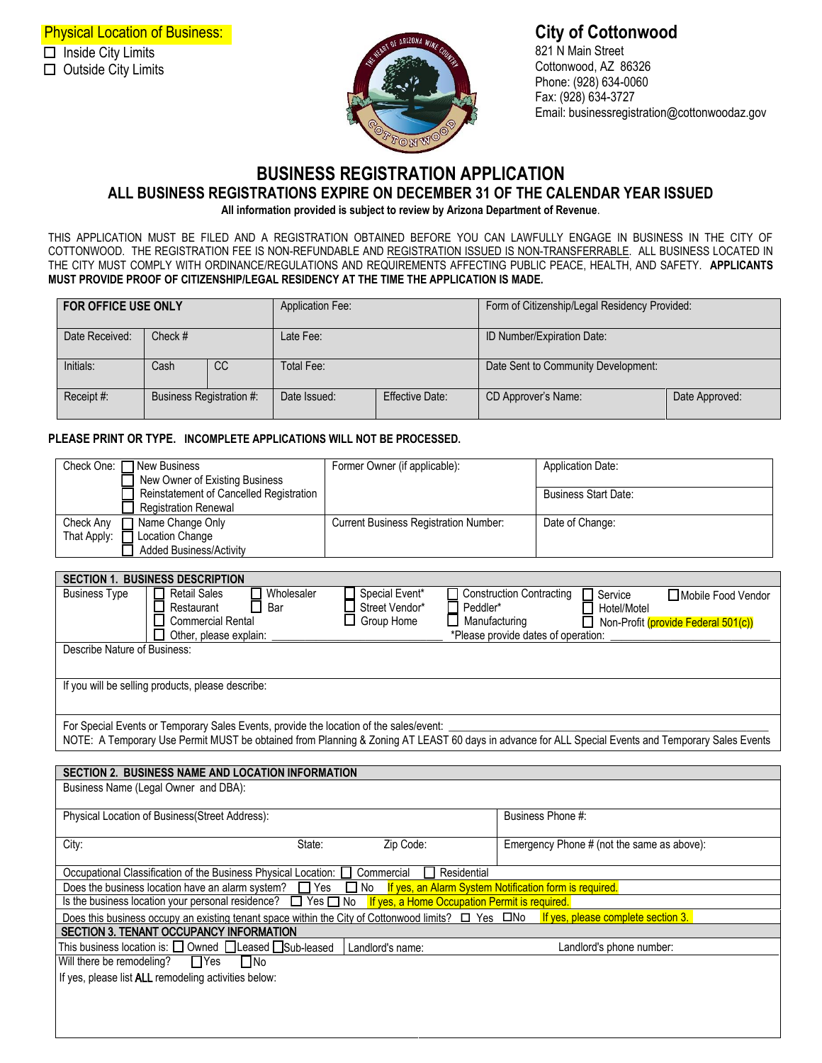Physical Location of Business:

- ☐ Inside City Limits
- ☐ Outside City Limits

**City of Cottonwood**
821 N Main Street
Cottonwood, AZ 86326
Phone: (928) 634-0060
Fax: (928) 634-3727
Email: businessregistration@cottonwoodaz.gov

# BUSINESS REGISTRATION APPLICATION

## ALL BUSINESS REGISTRATIONS EXPIRE ON DECEMBER 31 OF THE CALENDAR YEAR ISSUED

**All information provided is subject to review by Arizona Department of Revenue.**

THIS APPLICATION MUST BE FILED AND A REGISTRATION OBTAINED BEFORE YOU CAN LAWFULLY ENGAGE IN BUSINESS IN THE CITY OF COTTONWOOD. THE REGISTRATION FEE IS NON-REFUNDABLE AND REGISTRATION ISSUED IS NON-TRANSFERRABLE. ALL BUSINESS LOCATED IN THE CITY MUST COMPLY WITH ORDINANCE/REGULATIONS AND REQUIREMENTS AFFECTING PUBLIC PEACE, HEALTH, AND SAFETY. **APPLICANTS MUST PROVIDE PROOF OF CITIZENSHIP/LEGAL RESIDENCY AT THE TIME THE APPLICATION IS MADE.**

| **FOR OFFICE USE ONLY** | | | Application Fee: | | Form of Citizenship/Legal Residency Provided: | |
|---|---|---|---|---|---|---|
| Date Received: | Check # | | Late Fee: | | ID Number/Expiration Date: | |
| Initials: | Cash | CC | Total Fee: | | Date Sent to Community Development: | |
| Receipt #: | Business Registration #: | | Date Issued: | Effective Date: | CD Approver's Name: | Date Approved: |

**PLEASE PRINT OR TYPE. INCOMPLETE APPLICATIONS WILL NOT BE PROCESSED.**

| | | |
|---|---|---|
| Check One: ☐ New Business ☐ New Owner of Existing Business ☐ Reinstatement of Cancelled Registration ☐ Registration Renewal | Former Owner (if applicable): | Application Date: |
| | | Business Start Date: |
| Check Any That Apply: ☐ Name Change Only ☐ Location Change ☐ Added Business/Activity | Current Business Registration Number: | Date of Change: |

### SECTION 1. BUSINESS DESCRIPTION

Business Type:
☐ Retail Sales ☐ Wholesaler ☐ Special Event* ☐ Construction Contracting ☐ Service ☐ Mobile Food Vendor
☐ Restaurant ☐ Bar ☐ Street Vendor* ☐ Peddler* ☐ Hotel/Motel
☐ Commercial Rental ☐ Group Home ☐ Manufacturing ☐ Non-Profit (provide Federal 501(c))
☐ Other, please explain: ____________________ *Please provide dates of operation: ____________________

Describe Nature of Business:

If you will be selling products, please describe:

For Special Events or Temporary Sales Events, provide the location of the sales/event: ____________________
NOTE: A Temporary Use Permit MUST be obtained from Planning & Zoning AT LEAST 60 days in advance for ALL Special Events and Temporary Sales Events

### SECTION 2. BUSINESS NAME AND LOCATION INFORMATION

| | | | |
|---|---|---|---|
| Business Name (Legal Owner and DBA): | | | |
| Physical Location of Business(Street Address): | | | Business Phone #: |
| City: | State: | Zip Code: | Emergency Phone # (not the same as above): |

Occupational Classification of the Business Physical Location: ☐ Commercial ☐ Residential

Does the business location have an alarm system? ☐ Yes ☐ No If yes, an Alarm System Notification form is required.

Is the business location your personal residence? ☐ Yes ☐ No If yes, a Home Occupation Permit is required.

Does this business occupy an existing tenant space within the City of Cottonwood limits? ☐ Yes ☐ No If yes, please complete section 3.

### SECTION 3. TENANT OCCUPANCY INFORMATION

| | | |
|---|---|---|
| This business location is: ☐ Owned ☐ Leased ☐ Sub-leased | Landlord's name: | Landlord's phone number: |

Will there be remodeling? ☐ Yes ☐ No

If yes, please list ALL remodeling activities below: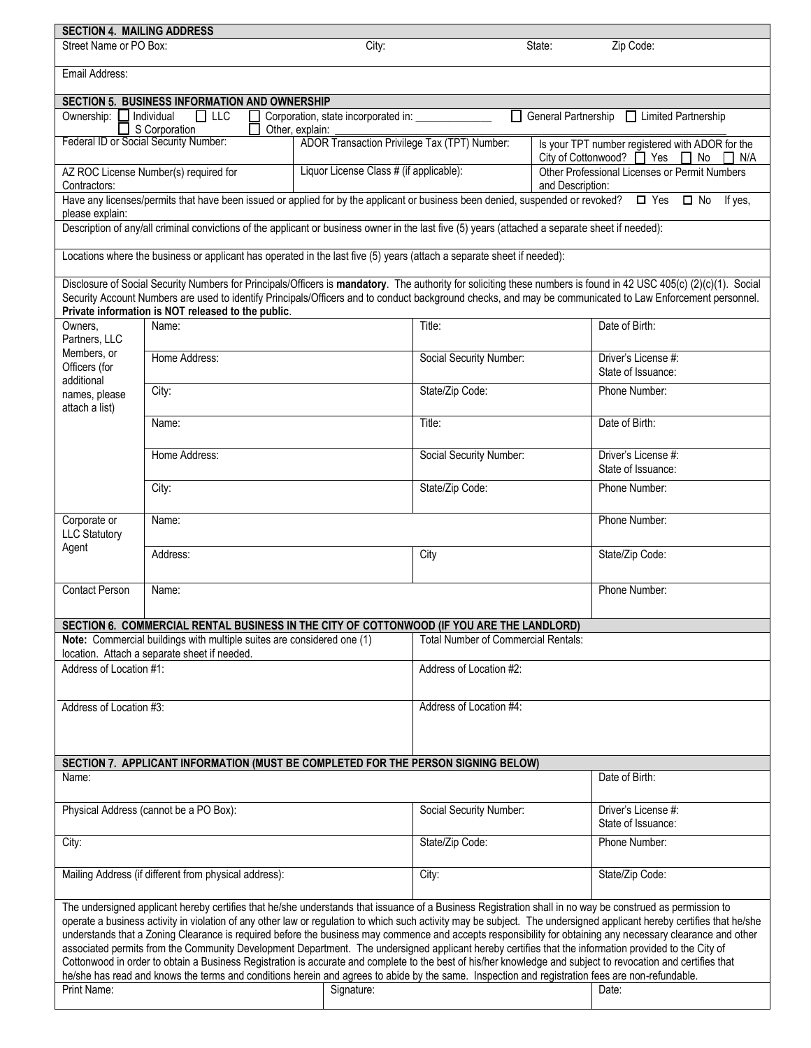**SECTION 4. MAILING ADDRESS**

| | | | |
|---|---|---|---|
| Street Name or PO Box: | City: | State: | Zip Code: |
| Email Address: | | | |

**SECTION 5. BUSINESS INFORMATION AND OWNERSHIP**

Ownership: ☐ Individual ☐ LLC ☐ Corporation, state incorporated in: _____________ ☐ General Partnership ☐ Limited Partnership
☐ S Corporation ☐ Other, explain: ___________________________________________

| | | |
|---|---|---|
| Federal ID or Social Security Number: | ADOR Transaction Privilege Tax (TPT) Number: | Is your TPT number registered with ADOR for the City of Cottonwood? ☐ Yes ☐ No ☐ N/A |
| AZ ROC License Number(s) required for Contractors: | Liquor License Class # (if applicable): | Other Professional Licenses or Permit Numbers and Description: |

Have any licenses/permits that have been issued or applied for by the applicant or business been denied, suspended or revoked? ☐ Yes ☐ No If yes, please explain:

Description of any/all criminal convictions of the applicant or business owner in the last five (5) years (attached a separate sheet if needed):

Locations where the business or applicant has operated in the last five (5) years (attach a separate sheet if needed):

Disclosure of Social Security Numbers for Principals/Officers is **mandatory**. The authority for soliciting these numbers is found in 42 USC 405(c) (2)(c)(1). Social Security Account Numbers are used to identify Principals/Officers and to conduct background checks, and may be communicated to Law Enforcement personnel. **Private information is NOT released to the public**.

| | | | |
|---|---|---|---|
| Owners, Partners, LLC Members, or Officers (for additional names, please attach a list) | Name: | Title: | Date of Birth: |
| | Home Address: | Social Security Number: | Driver's License #: State of Issuance: |
| | City: | State/Zip Code: | Phone Number: |
| | Name: | Title: | Date of Birth: |
| | Home Address: | Social Security Number: | Driver's License #: State of Issuance: |
| | City: | State/Zip Code: | Phone Number: |
| Corporate or LLC Statutory Agent | Name: | | Phone Number: |
| | Address: | City | State/Zip Code: |
| Contact Person | Name: | | Phone Number: |

**SECTION 6. COMMERCIAL RENTAL BUSINESS IN THE CITY OF COTTONWOOD (IF YOU ARE THE LANDLORD)**

| | |
|---|---|
| **Note:** Commercial buildings with multiple suites are considered one (1) location. Attach a separate sheet if needed. | Total Number of Commercial Rentals: |
| Address of Location #1: | Address of Location #2: |
| Address of Location #3: | Address of Location #4: |

**SECTION 7. APPLICANT INFORMATION (MUST BE COMPLETED FOR THE PERSON SIGNING BELOW)**

| | | |
|---|---|---|
| Name: | | Date of Birth: |
| Physical Address (cannot be a PO Box): | Social Security Number: | Driver's License #: State of Issuance: |
| City: | State/Zip Code: | Phone Number: |
| Mailing Address (if different from physical address): | City: | State/Zip Code: |

The undersigned applicant hereby certifies that he/she understands that issuance of a Business Registration shall in no way be construed as permission to operate a business activity in violation of any other law or regulation to which such activity may be subject. The undersigned applicant hereby certifies that he/she understands that a Zoning Clearance is required before the business may commence and accepts responsibility for obtaining any necessary clearance and other associated permits from the Community Development Department. The undersigned applicant hereby certifies that the information provided to the City of Cottonwood in order to obtain a Business Registration is accurate and complete to the best of his/her knowledge and subject to revocation and certifies that he/she has read and knows the terms and conditions herein and agrees to abide by the same. Inspection and registration fees are non-refundable.

| | | |
|---|---|---|
| Print Name: | Signature: | Date: |